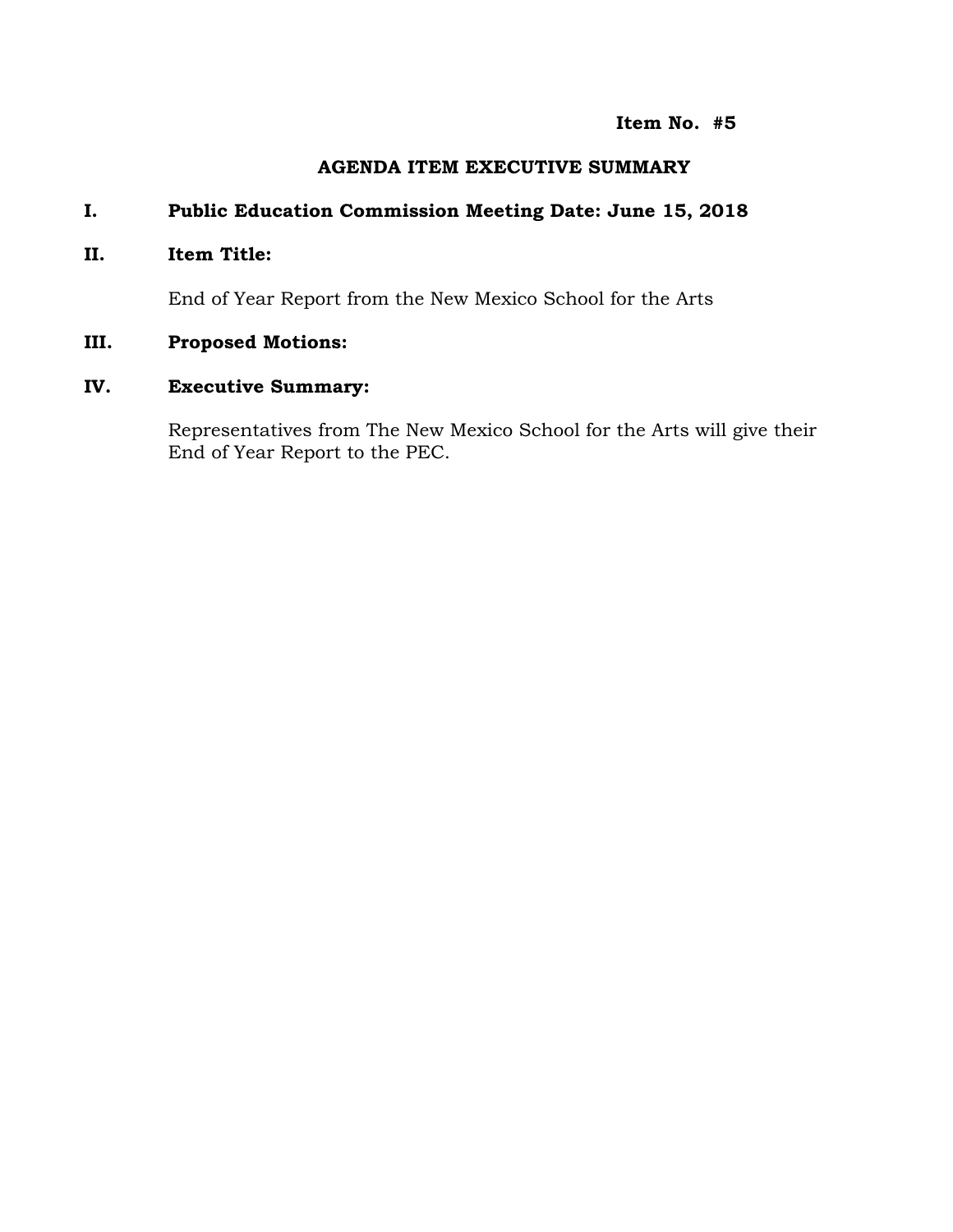**Item No. #5**

## AGENDA ITEM EXECUTIVE SUMMARY

**I. Public Education Commission Meeting Date: June 15, 2018**

**II. Item Title:**

End of Year Report from the New Mexico School for the Arts

**III. Proposed Motions:**

**IV. Executive Summary:**

Representatives from The New Mexico School for the Arts will give their End of Year Report to the PEC.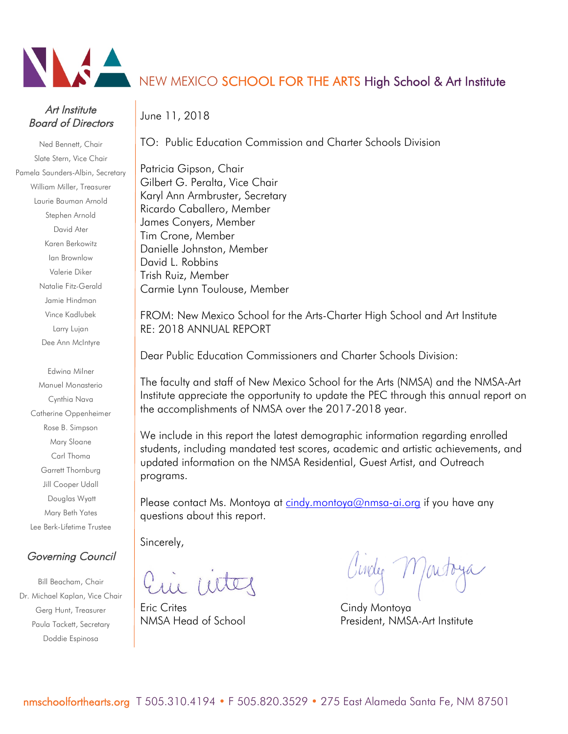NEW MEXICO SCHOOL FOR THE ARTS High School & Art Institute

*Art Institute Board of Directors*

Ned Bennett, Chair
Slate Stern, Vice Chair
Pamela Saunders-Albin, Secretary
William Miller, Treasurer
Laurie Bauman Arnold
Stephen Arnold
David Ater
Karen Berkowitz
Ian Brownlow
Valerie Diker
Natalie Fitz-Gerald
Jamie Hindman
Vince Kadlubek
Larry Lujan
Dee Ann McIntyre
Edwina Milner
Manuel Monasterio
Cynthia Nava
Catherine Oppenheimer
Rose B. Simpson
Mary Sloane
Carl Thoma
Garrett Thornburg
Jill Cooper Udall
Douglas Wyatt
Mary Beth Yates
Lee Berk-Lifetime Trustee

*Governing Council*

Bill Beacham, Chair
Dr. Michael Kaplan, Vice Chair
Gerg Hunt, Treasurer
Paula Tackett, Secretary
Doddie Espinosa

June 11, 2018

TO: Public Education Commission and Charter Schools Division

Patricia Gipson, Chair
Gilbert G. Peralta, Vice Chair
Karyl Ann Armbruster, Secretary
Ricardo Caballero, Member
James Conyers, Member
Tim Crone, Member
Danielle Johnston, Member
David L. Robbins
Trish Ruiz, Member
Carmie Lynn Toulouse, Member

FROM: New Mexico School for the Arts-Charter High School and Art Institute
RE: 2018 ANNUAL REPORT

Dear Public Education Commissioners and Charter Schools Division:

The faculty and staff of New Mexico School for the Arts (NMSA) and the NMSA-Art Institute appreciate the opportunity to update the PEC through this annual report on the accomplishments of NMSA over the 2017-2018 year.

We include in this report the latest demographic information regarding enrolled students, including mandated test scores, academic and artistic achievements, and updated information on the NMSA Residential, Guest Artist, and Outreach programs.

Please contact Ms. Montoya at cindy.montoya@nmsa-ai.org if you have any questions about this report.

Sincerely,

Eric Crites
NMSA Head of School

Cindy Montoya
President, NMSA-Art Institute

nmschoolforthearts.org T 505.310.4194 • F 505.820.3529 • 275 East Alameda Santa Fe, NM 87501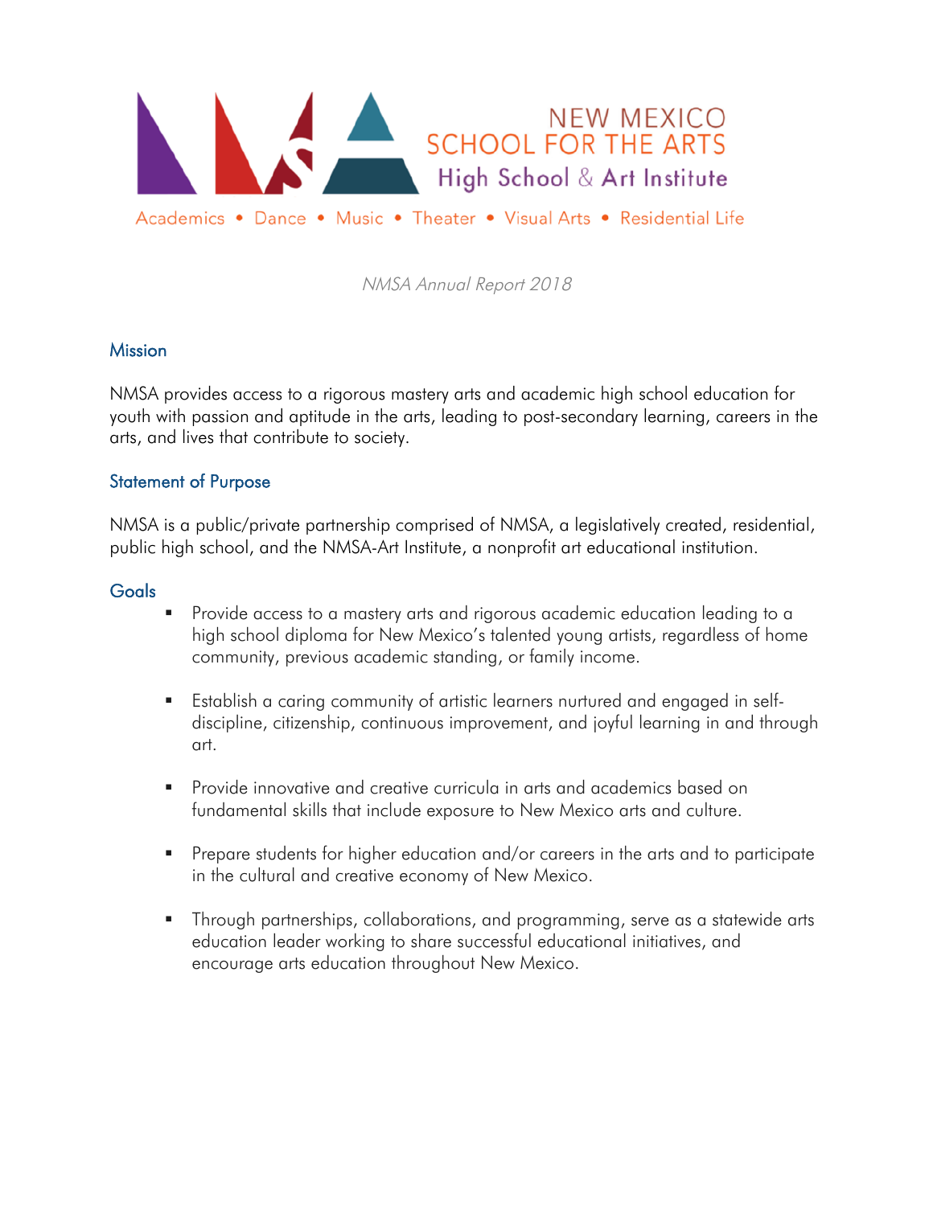NEW MEXICO
SCHOOL FOR THE ARTS
High School & Art Institute

Academics • Dance • Music • Theater • Visual Arts • Residential Life

*NMSA Annual Report 2018*

## Mission

NMSA provides access to a rigorous mastery arts and academic high school education for youth with passion and aptitude in the arts, leading to post-secondary learning, careers in the arts, and lives that contribute to society.

## Statement of Purpose

NMSA is a public/private partnership comprised of NMSA, a legislatively created, residential, public high school, and the NMSA-Art Institute, a nonprofit art educational institution.

## Goals

- Provide access to a mastery arts and rigorous academic education leading to a high school diploma for New Mexico's talented young artists, regardless of home community, previous academic standing, or family income.
- Establish a caring community of artistic learners nurtured and engaged in self-discipline, citizenship, continuous improvement, and joyful learning in and through art.
- Provide innovative and creative curricula in arts and academics based on fundamental skills that include exposure to New Mexico arts and culture.
- Prepare students for higher education and/or careers in the arts and to participate in the cultural and creative economy of New Mexico.
- Through partnerships, collaborations, and programming, serve as a statewide arts education leader working to share successful educational initiatives, and encourage arts education throughout New Mexico.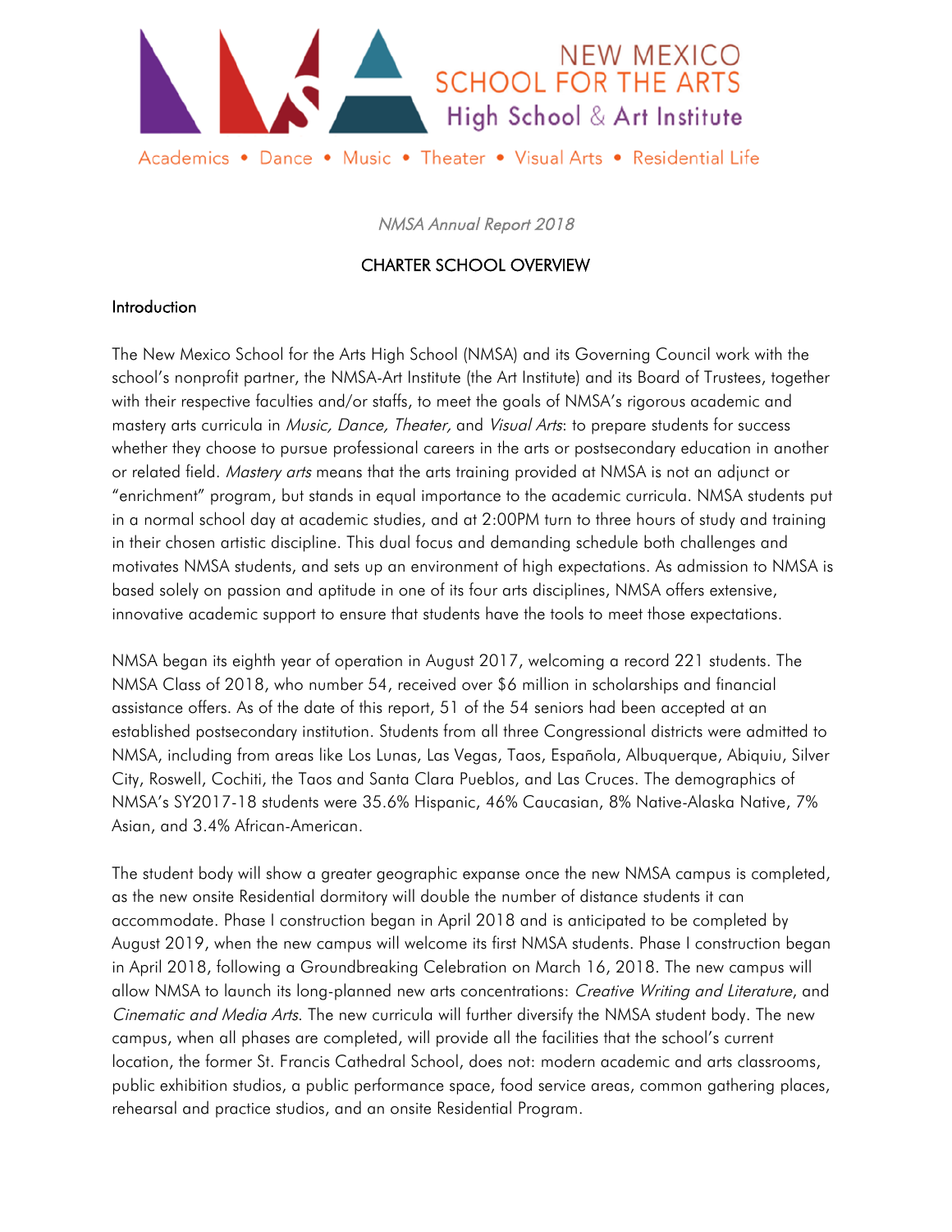# NEW MEXICO SCHOOL FOR THE ARTS
## High School & Art Institute

Academics • Dance • Music • Theater • Visual Arts • Residential Life

*NMSA Annual Report 2018*

## CHARTER SCHOOL OVERVIEW

### Introduction

The New Mexico School for the Arts High School (NMSA) and its Governing Council work with the school's nonprofit partner, the NMSA-Art Institute (the Art Institute) and its Board of Trustees, together with their respective faculties and/or staffs, to meet the goals of NMSA's rigorous academic and mastery arts curricula in *Music, Dance, Theater,* and *Visual Arts*: to prepare students for success whether they choose to pursue professional careers in the arts or postsecondary education in another or related field. *Mastery arts* means that the arts training provided at NMSA is not an adjunct or "enrichment" program, but stands in equal importance to the academic curricula. NMSA students put in a normal school day at academic studies, and at 2:00PM turn to three hours of study and training in their chosen artistic discipline. This dual focus and demanding schedule both challenges and motivates NMSA students, and sets up an environment of high expectations. As admission to NMSA is based solely on passion and aptitude in one of its four arts disciplines, NMSA offers extensive, innovative academic support to ensure that students have the tools to meet those expectations.

NMSA began its eighth year of operation in August 2017, welcoming a record 221 students. The NMSA Class of 2018, who number 54, received over $6 million in scholarships and financial assistance offers. As of the date of this report, 51 of the 54 seniors had been accepted at an established postsecondary institution. Students from all three Congressional districts were admitted to NMSA, including from areas like Los Lunas, Las Vegas, Taos, Española, Albuquerque, Abiquiu, Silver City, Roswell, Cochiti, the Taos and Santa Clara Pueblos, and Las Cruces. The demographics of NMSA's SY2017-18 students were 35.6% Hispanic, 46% Caucasian, 8% Native-Alaska Native, 7% Asian, and 3.4% African-American.

The student body will show a greater geographic expanse once the new NMSA campus is completed, as the new onsite Residential dormitory will double the number of distance students it can accommodate. Phase I construction began in April 2018 and is anticipated to be completed by August 2019, when the new campus will welcome its first NMSA students. Phase I construction began in April 2018, following a Groundbreaking Celebration on March 16, 2018. The new campus will allow NMSA to launch its long-planned new arts concentrations: *Creative Writing and Literature*, and *Cinematic and Media Arts*. The new curricula will further diversify the NMSA student body. The new campus, when all phases are completed, will provide all the facilities that the school's current location, the former St. Francis Cathedral School, does not: modern academic and arts classrooms, public exhibition studios, a public performance space, food service areas, common gathering places, rehearsal and practice studios, and an onsite Residential Program.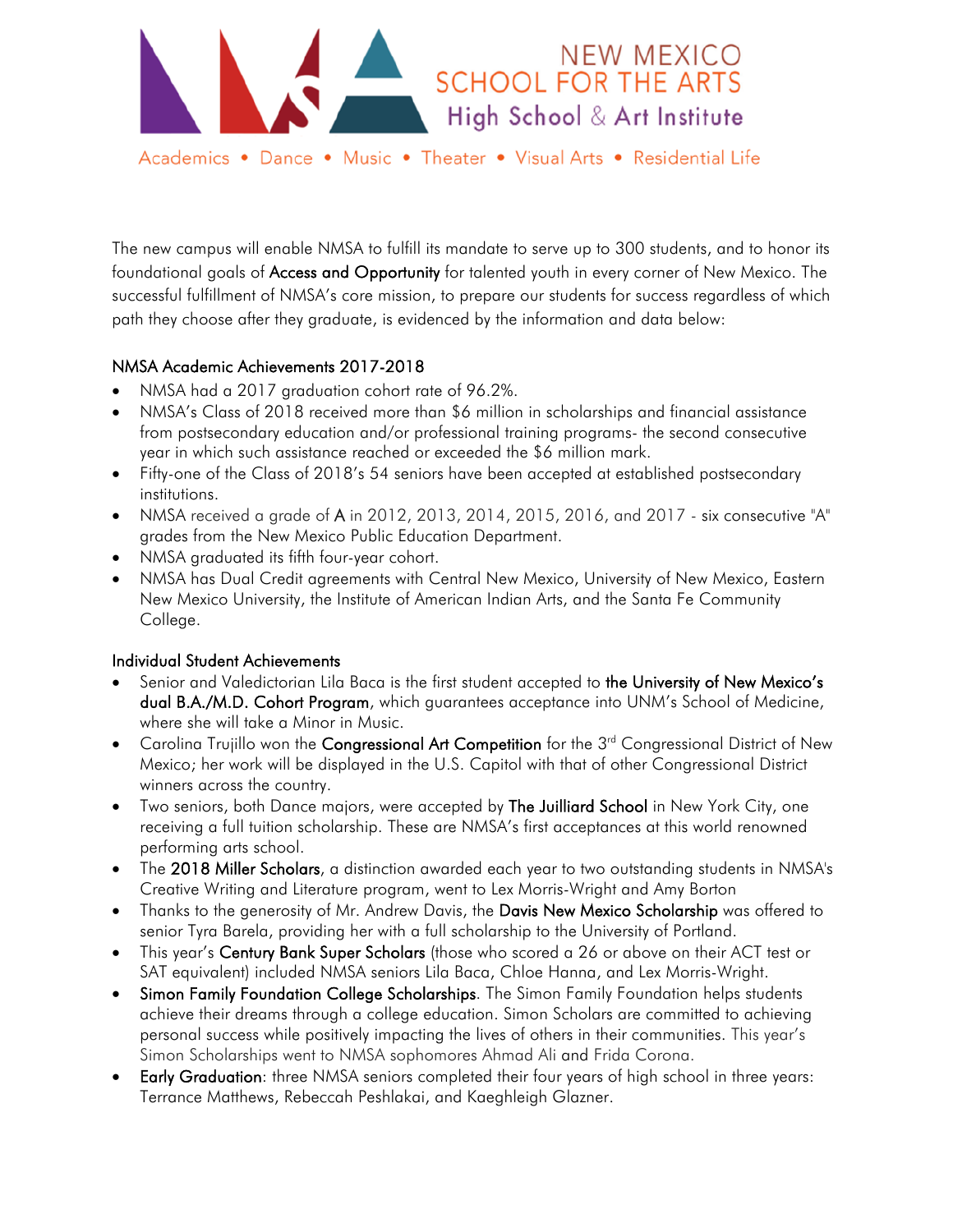The new campus will enable NMSA to fulfill its mandate to serve up to 300 students, and to honor its foundational goals of **Access and Opportunity** for talented youth in every corner of New Mexico. The successful fulfillment of NMSA's core mission, to prepare our students for success regardless of which path they choose after they graduate, is evidenced by the information and data below:

## NMSA Academic Achievements 2017-2018

- NMSA had a 2017 graduation cohort rate of 96.2%.
- NMSA's Class of 2018 received more than $6 million in scholarships and financial assistance from postsecondary education and/or professional training programs- the second consecutive year in which such assistance reached or exceeded the $6 million mark.
- Fifty-one of the Class of 2018's 54 seniors have been accepted at established postsecondary institutions.
- NMSA received a grade of **A** in 2012, 2013, 2014, 2015, 2016, and 2017 - six consecutive "A" grades from the New Mexico Public Education Department.
- NMSA graduated its fifth four-year cohort.
- NMSA has Dual Credit agreements with Central New Mexico, University of New Mexico, Eastern New Mexico University, the Institute of American Indian Arts, and the Santa Fe Community College.

## Individual Student Achievements

- Senior and Valedictorian Lila Baca is the first student accepted to **the University of New Mexico's dual B.A./M.D. Cohort Program**, which guarantees acceptance into UNM's School of Medicine, where she will take a Minor in Music.
- Carolina Trujillo won the **Congressional Art Competition** for the 3rd Congressional District of New Mexico; her work will be displayed in the U.S. Capitol with that of other Congressional District winners across the country.
- Two seniors, both Dance majors, were accepted by **The Juilliard School** in New York City, one receiving a full tuition scholarship. These are NMSA's first acceptances at this world renowned performing arts school.
- The **2018 Miller Scholars**, a distinction awarded each year to two outstanding students in NMSA's Creative Writing and Literature program, went to Lex Morris-Wright and Amy Borton
- Thanks to the generosity of Mr. Andrew Davis, the **Davis New Mexico Scholarship** was offered to senior Tyra Barela, providing her with a full scholarship to the University of Portland.
- This year's **Century Bank Super Scholars** (those who scored a 26 or above on their ACT test or SAT equivalent) included NMSA seniors Lila Baca, Chloe Hanna, and Lex Morris-Wright.
- **Simon Family Foundation College Scholarships**. The Simon Family Foundation helps students achieve their dreams through a college education. Simon Scholars are committed to achieving personal success while positively impacting the lives of others in their communities. This year's Simon Scholarships went to NMSA sophomores Ahmad Ali and Frida Corona.
- **Early Graduation**: three NMSA seniors completed their four years of high school in three years: Terrance Matthews, Rebeccah Peshlakai, and Kaeghleigh Glazner.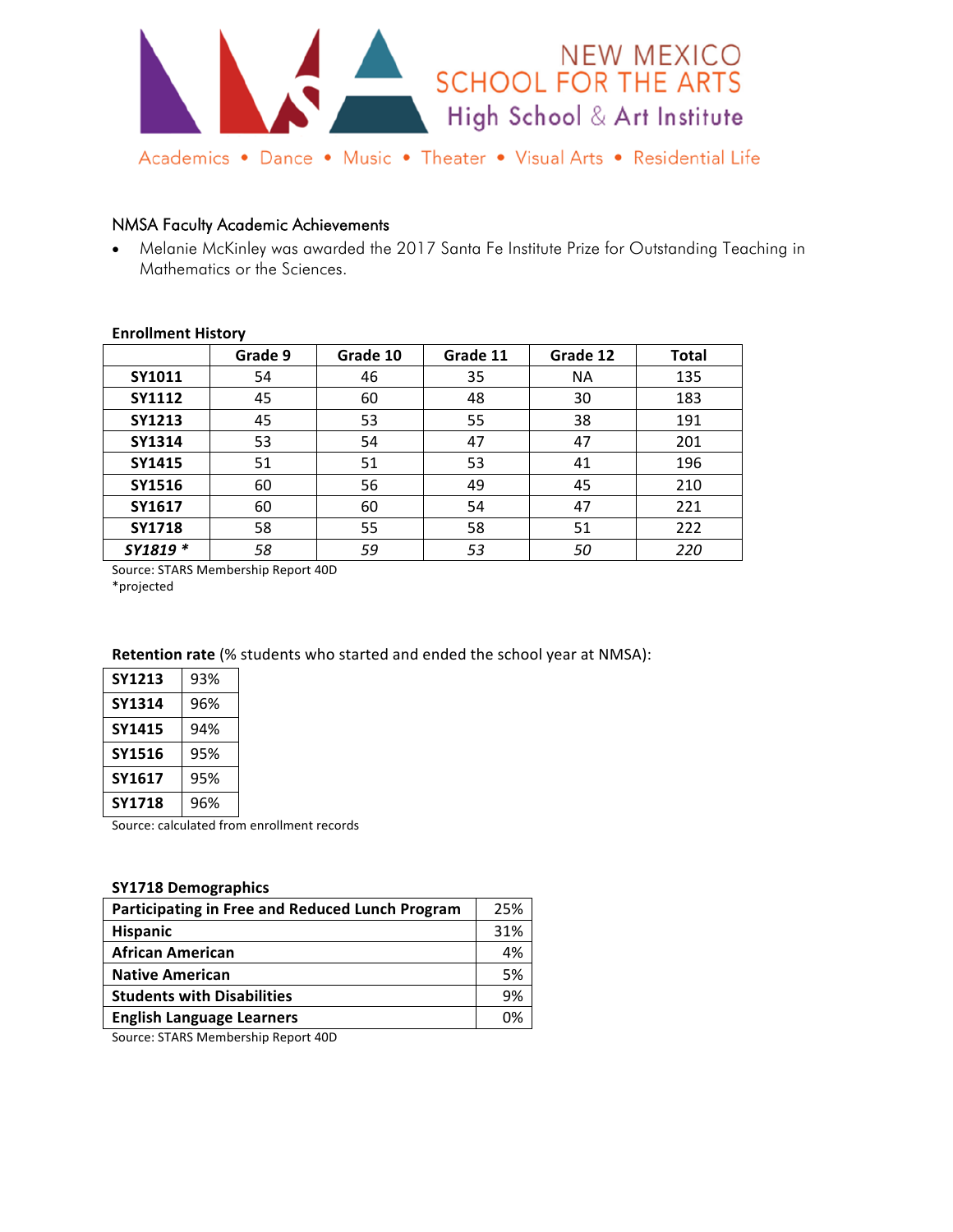# NEW MEXICO SCHOOL FOR THE ARTS
## High School & Art Institute

Academics • Dance • Music • Theater • Visual Arts • Residential Life

### NMSA Faculty Academic Achievements

- Melanie McKinley was awarded the 2017 Santa Fe Institute Prize for Outstanding Teaching in Mathematics or the Sciences.

**Enrollment History**

| | Grade 9 | Grade 10 | Grade 11 | Grade 12 | Total |
|---|---|---|---|---|---|
| **SY1011** | 54 | 46 | 35 | NA | 135 |
| **SY1112** | 45 | 60 | 48 | 30 | 183 |
| **SY1213** | 45 | 53 | 55 | 38 | 191 |
| **SY1314** | 53 | 54 | 47 | 47 | 201 |
| **SY1415** | 51 | 51 | 53 | 41 | 196 |
| **SY1516** | 60 | 56 | 49 | 45 | 210 |
| **SY1617** | 60 | 60 | 54 | 47 | 221 |
| **SY1718** | 58 | 55 | 58 | 51 | 222 |
| ***SY1819 **** | *58* | *59* | *53* | *50* | *220* |

Source: STARS Membership Report 40D
*projected

**Retention rate** (% students who started and ended the school year at NMSA):

| | |
|---|---|
| **SY1213** | 93% |
| **SY1314** | 96% |
| **SY1415** | 94% |
| **SY1516** | 95% |
| **SY1617** | 95% |
| **SY1718** | 96% |

Source: calculated from enrollment records

**SY1718 Demographics**

| | |
|---|---|
| **Participating in Free and Reduced Lunch Program** | 25% |
| **Hispanic** | 31% |
| **African American** | 4% |
| **Native American** | 5% |
| **Students with Disabilities** | 9% |
| **English Language Learners** | 0% |

Source: STARS Membership Report 40D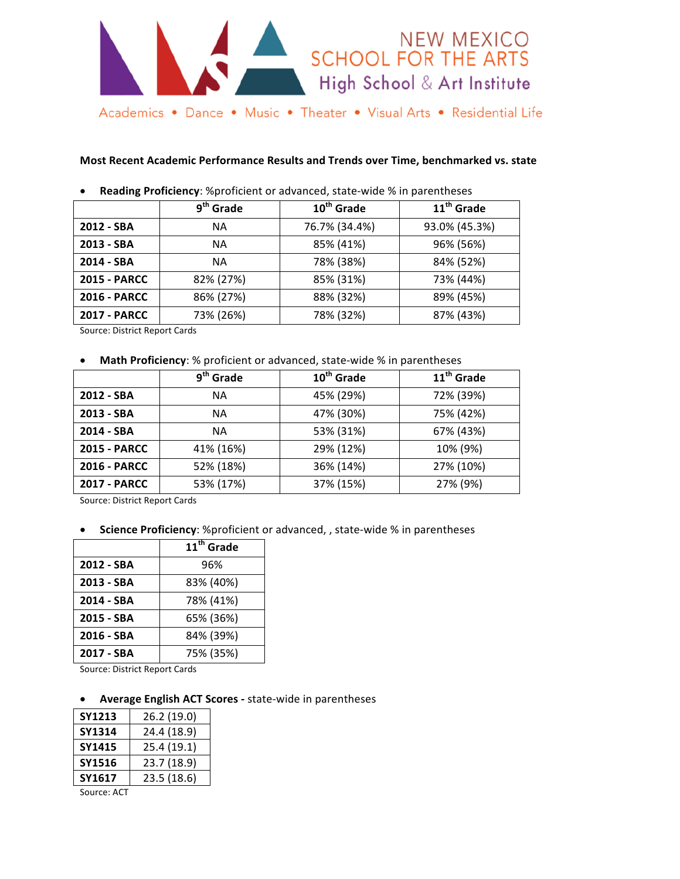NEW MEXICO SCHOOL FOR THE ARTS
High School & Art Institute

Academics • Dance • Music • Theater • Visual Arts • Residential Life

**Most Recent Academic Performance Results and Trends over Time, benchmarked vs. state**

- **Reading Proficiency**: %proficient or advanced, state-wide % in parentheses

| | 9th Grade | 10th Grade | 11th Grade |
|---|---|---|---|
| **2012 - SBA** | NA | 76.7% (34.4%) | 93.0% (45.3%) |
| **2013 - SBA** | NA | 85% (41%) | 96% (56%) |
| **2014 - SBA** | NA | 78% (38%) | 84% (52%) |
| **2015 - PARCC** | 82% (27%) | 85% (31%) | 73% (44%) |
| **2016 - PARCC** | 86% (27%) | 88% (32%) | 89% (45%) |
| **2017 - PARCC** | 73% (26%) | 78% (32%) | 87% (43%) |

Source: District Report Cards

- **Math Proficiency**: % proficient or advanced, state-wide % in parentheses

| | 9th Grade | 10th Grade | 11th Grade |
|---|---|---|---|
| **2012 - SBA** | NA | 45% (29%) | 72% (39%) |
| **2013 - SBA** | NA | 47% (30%) | 75% (42%) |
| **2014 - SBA** | NA | 53% (31%) | 67% (43%) |
| **2015 - PARCC** | 41% (16%) | 29% (12%) | 10% (9%) |
| **2016 - PARCC** | 52% (18%) | 36% (14%) | 27% (10%) |
| **2017 - PARCC** | 53% (17%) | 37% (15%) | 27% (9%) |

Source: District Report Cards

- **Science Proficiency**: %proficient or advanced, , state-wide % in parentheses

| | 11th Grade |
|---|---|
| **2012 - SBA** | 96% |
| **2013 - SBA** | 83% (40%) |
| **2014 - SBA** | 78% (41%) |
| **2015 - SBA** | 65% (36%) |
| **2016 - SBA** | 84% (39%) |
| **2017 - SBA** | 75% (35%) |

Source: District Report Cards

- **Average English ACT Scores -** state-wide in parentheses

| | |
|---|---|
| **SY1213** | 26.2 (19.0) |
| **SY1314** | 24.4 (18.9) |
| **SY1415** | 25.4 (19.1) |
| **SY1516** | 23.7 (18.9) |
| **SY1617** | 23.5 (18.6) |

Source: ACT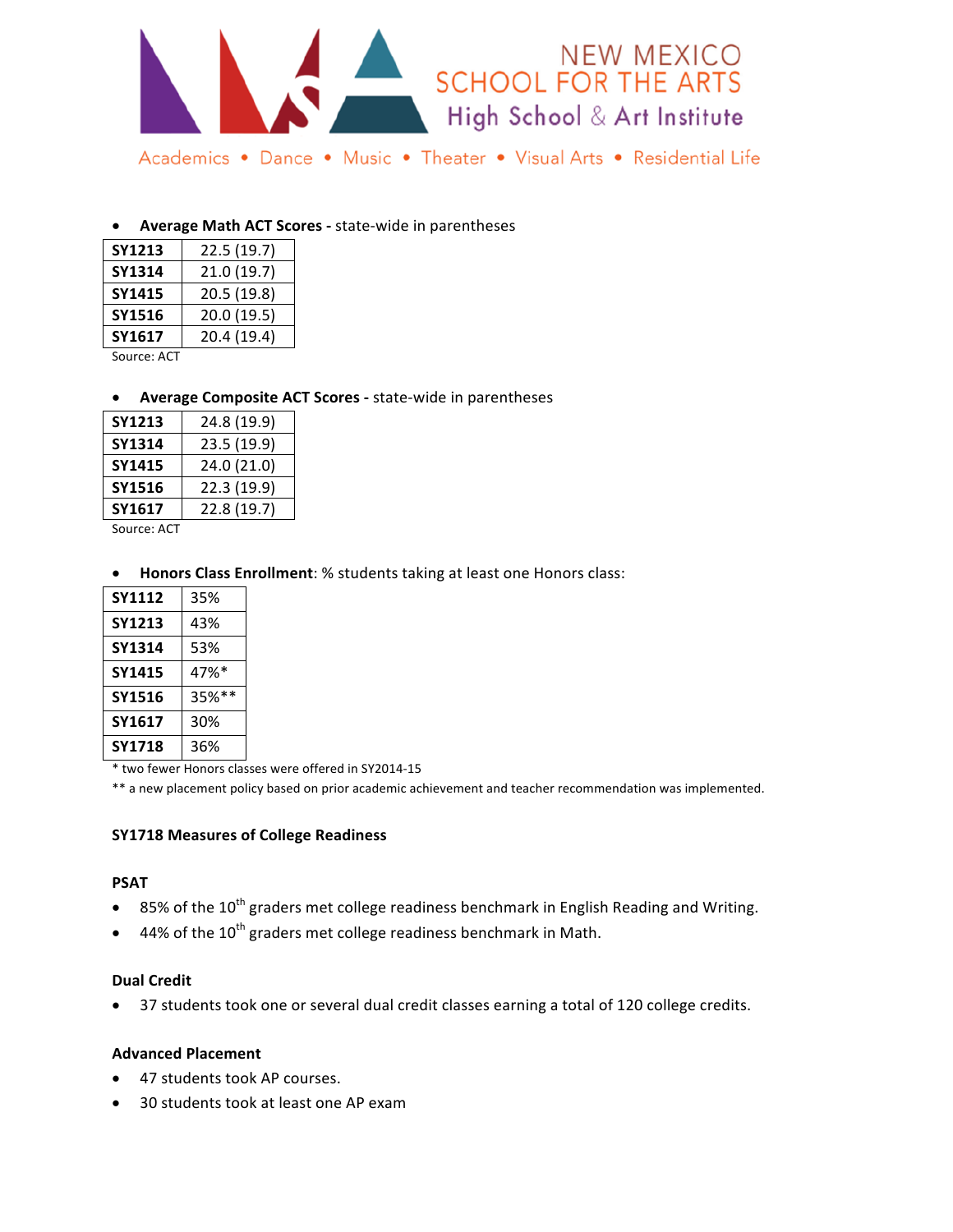NEW MEXICO SCHOOL FOR THE ARTS
High School & Art Institute

Academics • Dance • Music • Theater • Visual Arts • Residential Life

- **Average Math ACT Scores -** state-wide in parentheses

| | |
|---|---|
| **SY1213** | 22.5 (19.7) |
| **SY1314** | 21.0 (19.7) |
| **SY1415** | 20.5 (19.8) |
| **SY1516** | 20.0 (19.5) |
| **SY1617** | 20.4 (19.4) |

Source: ACT

- **Average Composite ACT Scores -** state-wide in parentheses

| | |
|---|---|
| **SY1213** | 24.8 (19.9) |
| **SY1314** | 23.5 (19.9) |
| **SY1415** | 24.0 (21.0) |
| **SY1516** | 22.3 (19.9) |
| **SY1617** | 22.8 (19.7) |

Source: ACT

- **Honors Class Enrollment**: % students taking at least one Honors class:

| | |
|---|---|
| **SY1112** | 35% |
| **SY1213** | 43% |
| **SY1314** | 53% |
| **SY1415** | 47%* |
| **SY1516** | 35%** |
| **SY1617** | 30% |
| **SY1718** | 36% |

* two fewer Honors classes were offered in SY2014-15

** a new placement policy based on prior academic achievement and teacher recommendation was implemented.

**SY1718 Measures of College Readiness**

**PSAT**

- 85% of the 10th graders met college readiness benchmark in English Reading and Writing.
- 44% of the 10th graders met college readiness benchmark in Math.

**Dual Credit**

- 37 students took one or several dual credit classes earning a total of 120 college credits.

**Advanced Placement**

- 47 students took AP courses.
- 30 students took at least one AP exam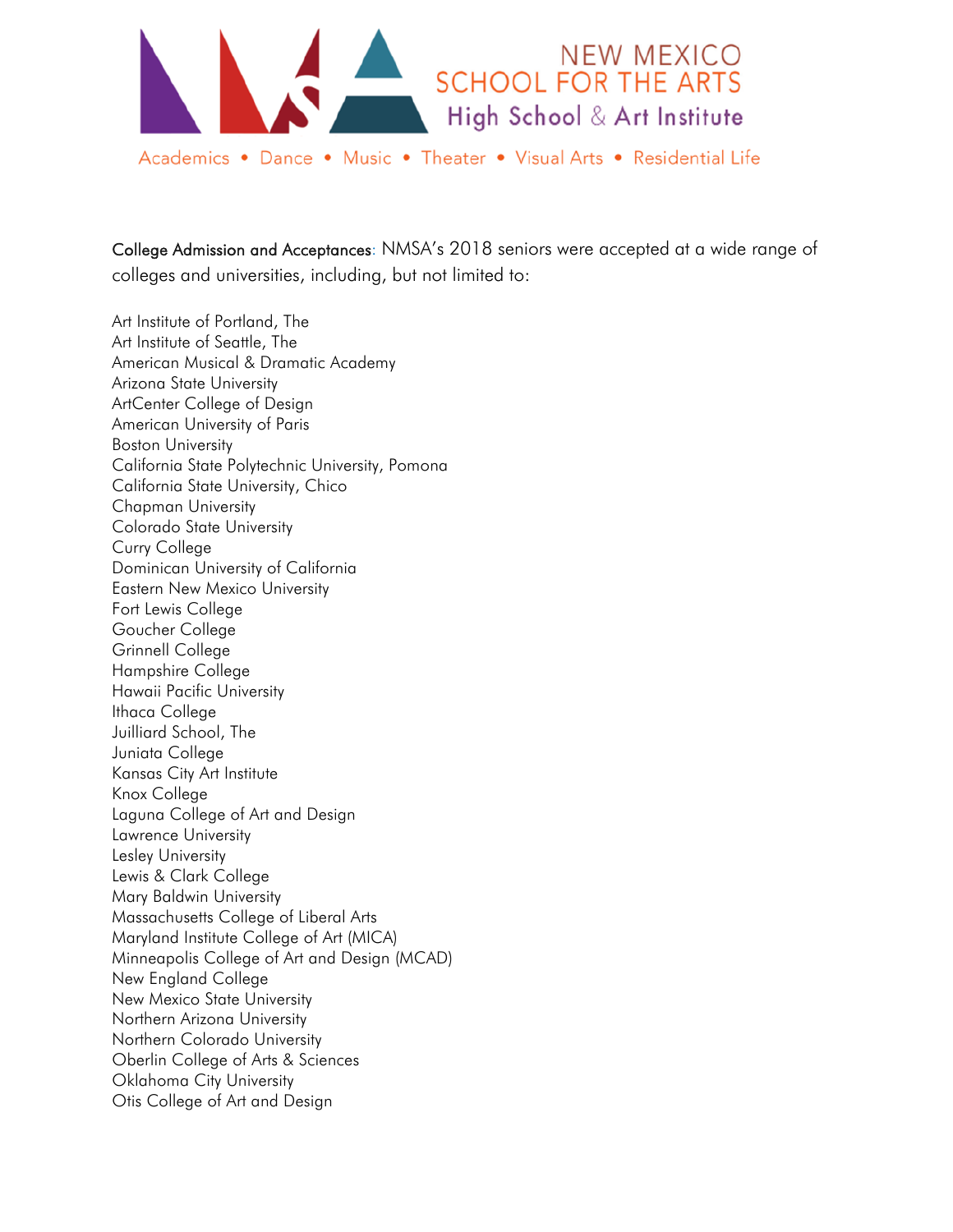NEW MEXICO SCHOOL FOR THE ARTS
High School & Art Institute

Academics • Dance • Music • Theater • Visual Arts • Residential Life

**College Admission and Acceptances**: NMSA's 2018 seniors were accepted at a wide range of colleges and universities, including, but not limited to:

Art Institute of Portland, The
Art Institute of Seattle, The
American Musical & Dramatic Academy
Arizona State University
ArtCenter College of Design
American University of Paris
Boston University
California State Polytechnic University, Pomona
California State University, Chico
Chapman University
Colorado State University
Curry College
Dominican University of California
Eastern New Mexico University
Fort Lewis College
Goucher College
Grinnell College
Hampshire College
Hawaii Pacific University
Ithaca College
Juilliard School, The
Juniata College
Kansas City Art Institute
Knox College
Laguna College of Art and Design
Lawrence University
Lesley University
Lewis & Clark College
Mary Baldwin University
Massachusetts College of Liberal Arts
Maryland Institute College of Art (MICA)
Minneapolis College of Art and Design (MCAD)
New England College
New Mexico State University
Northern Arizona University
Northern Colorado University
Oberlin College of Arts & Sciences
Oklahoma City University
Otis College of Art and Design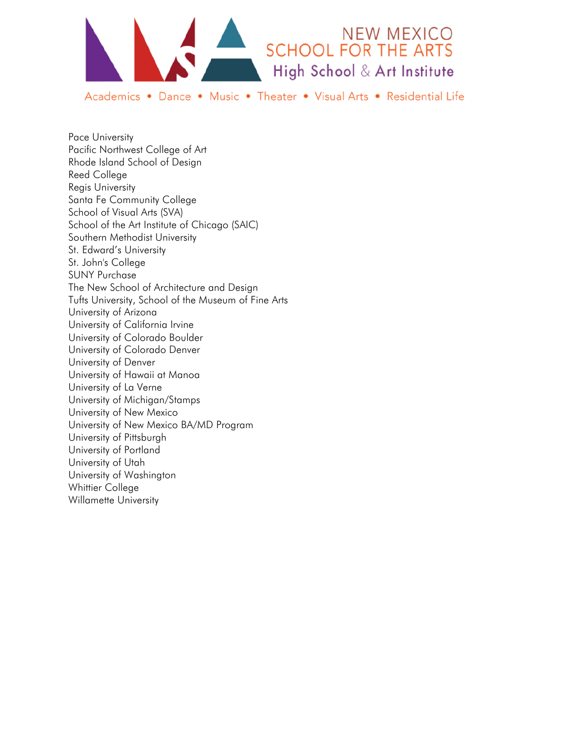Pace University
Pacific Northwest College of Art
Rhode Island School of Design
Reed College
Regis University
Santa Fe Community College
School of Visual Arts (SVA)
School of the Art Institute of Chicago (SAIC)
Southern Methodist University
St. Edward's University
St. John's College
SUNY Purchase
The New School of Architecture and Design
Tufts University, School of the Museum of Fine Arts
University of Arizona
University of California Irvine
University of Colorado Boulder
University of Colorado Denver
University of Denver
University of Hawaii at Manoa
University of La Verne
University of Michigan/Stamps
University of New Mexico
University of New Mexico BA/MD Program
University of Pittsburgh
University of Portland
University of Utah
University of Washington
Whittier College
Willamette University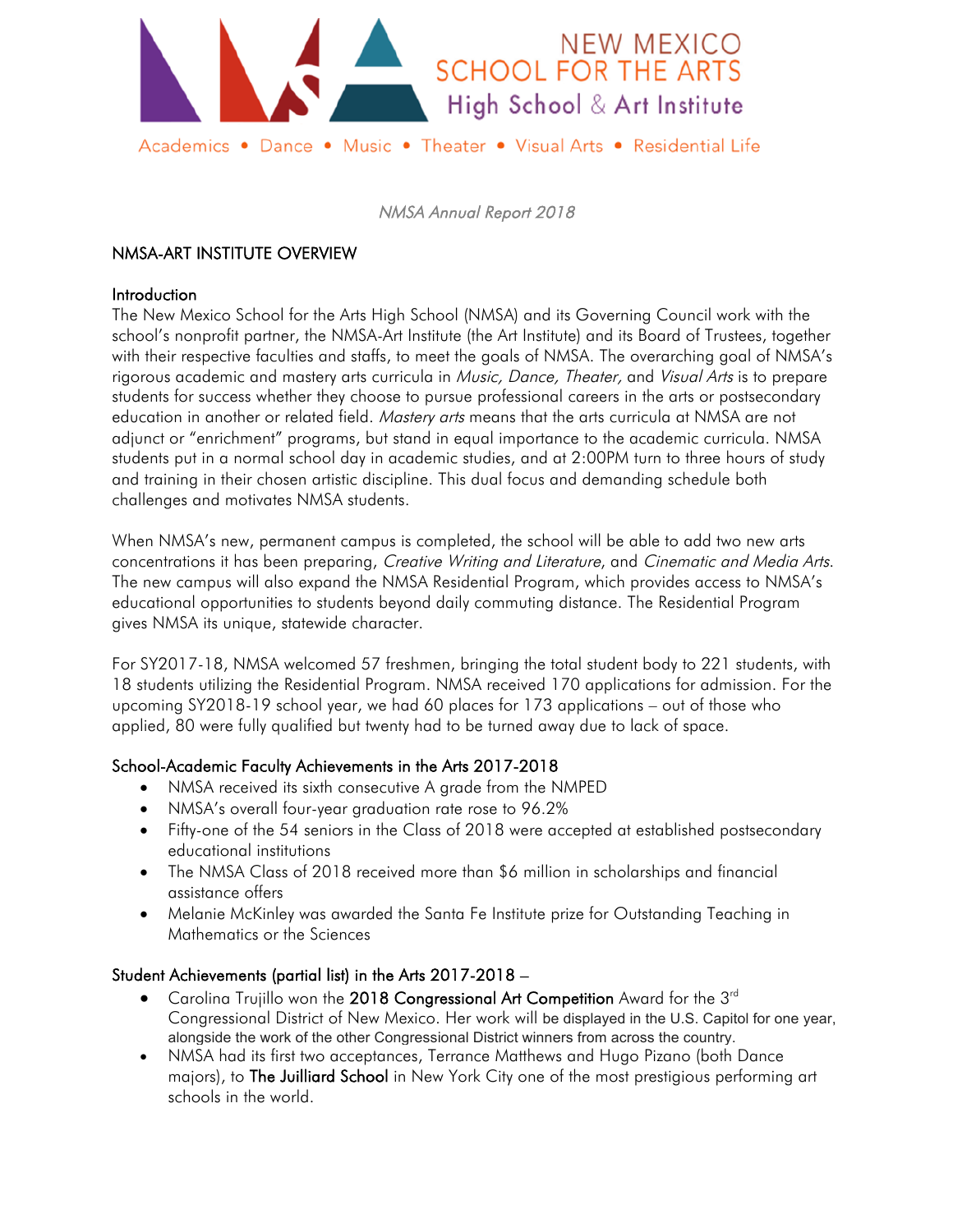NEW MEXICO SCHOOL FOR THE ARTS
High School & Art Institute

Academics • Dance • Music • Theater • Visual Arts • Residential Life

*NMSA Annual Report 2018*

## NMSA-ART INSTITUTE OVERVIEW

### Introduction

The New Mexico School for the Arts High School (NMSA) and its Governing Council work with the school's nonprofit partner, the NMSA-Art Institute (the Art Institute) and its Board of Trustees, together with their respective faculties and staffs, to meet the goals of NMSA. The overarching goal of NMSA's rigorous academic and mastery arts curricula in *Music, Dance, Theater,* and *Visual Arts* is to prepare students for success whether they choose to pursue professional careers in the arts or postsecondary education in another or related field. *Mastery arts* means that the arts curricula at NMSA are not adjunct or "enrichment" programs, but stand in equal importance to the academic curricula. NMSA students put in a normal school day in academic studies, and at 2:00PM turn to three hours of study and training in their chosen artistic discipline. This dual focus and demanding schedule both challenges and motivates NMSA students.

When NMSA's new, permanent campus is completed, the school will be able to add two new arts concentrations it has been preparing, *Creative Writing and Literature*, and *Cinematic and Media Arts*. The new campus will also expand the NMSA Residential Program, which provides access to NMSA's educational opportunities to students beyond daily commuting distance. The Residential Program gives NMSA its unique, statewide character.

For SY2017-18, NMSA welcomed 57 freshmen, bringing the total student body to 221 students, with 18 students utilizing the Residential Program. NMSA received 170 applications for admission. For the upcoming SY2018-19 school year, we had 60 places for 173 applications – out of those who applied, 80 were fully qualified but twenty had to be turned away due to lack of space.

### School-Academic Faculty Achievements in the Arts 2017-2018

- NMSA received its sixth consecutive A grade from the NMPED
- NMSA's overall four-year graduation rate rose to 96.2%
- Fifty-one of the 54 seniors in the Class of 2018 were accepted at established postsecondary educational institutions
- The NMSA Class of 2018 received more than $6 million in scholarships and financial assistance offers
- Melanie McKinley was awarded the Santa Fe Institute prize for Outstanding Teaching in Mathematics or the Sciences

### Student Achievements (partial list) in the Arts 2017-2018 –

- Carolina Trujillo won the 2018 Congressional Art Competition Award for the 3rd Congressional District of New Mexico. Her work will be displayed in the U.S. Capitol for one year, alongside the work of the other Congressional District winners from across the country.
- NMSA had its first two acceptances, Terrance Matthews and Hugo Pizano (both Dance majors), to The Juilliard School in New York City one of the most prestigious performing art schools in the world.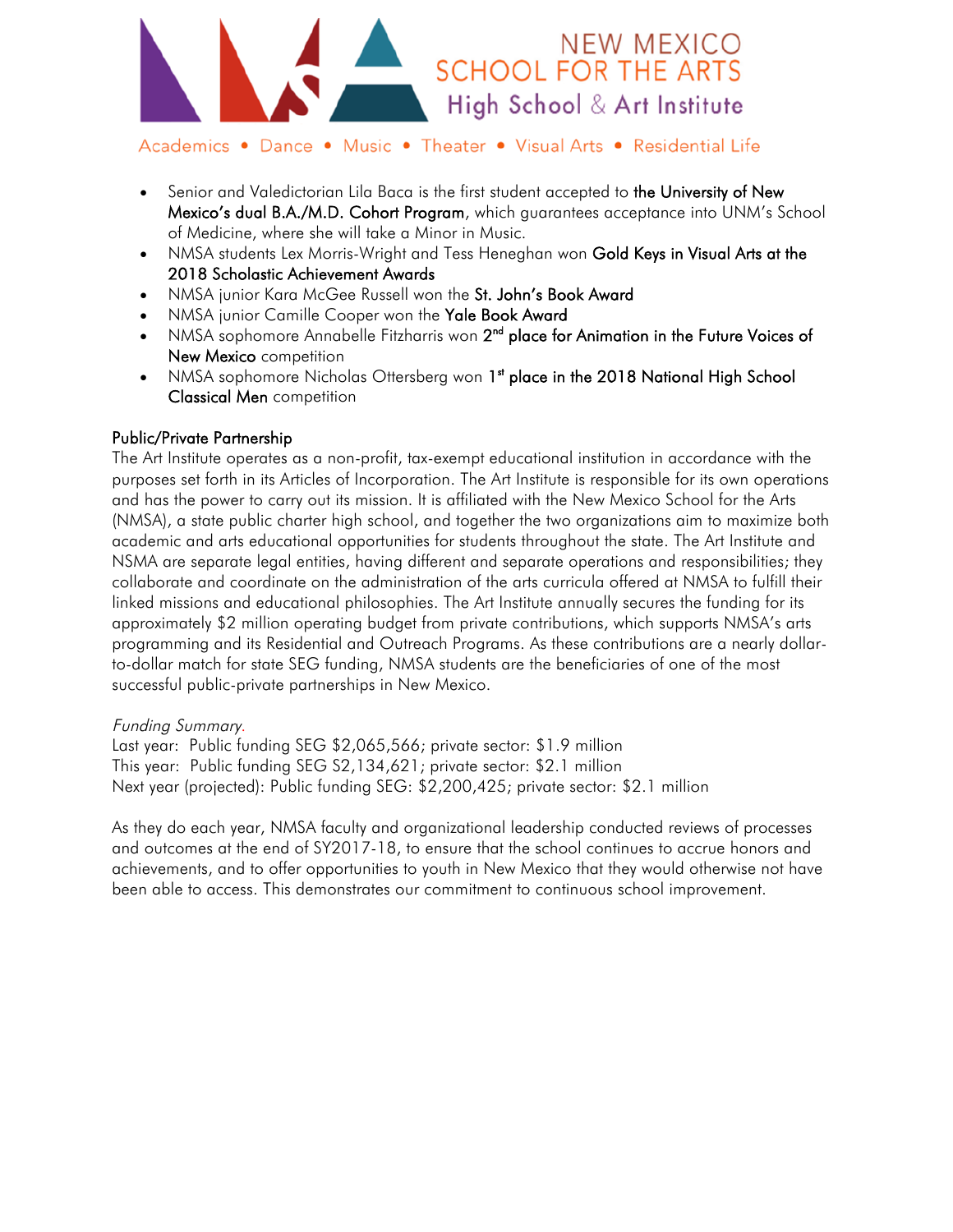- Senior and Valedictorian Lila Baca is the first student accepted to **the University of New Mexico's dual B.A./M.D. Cohort Program**, which guarantees acceptance into UNM's School of Medicine, where she will take a Minor in Music.
- NMSA students Lex Morris-Wright and Tess Heneghan won **Gold Keys in Visual Arts at the 2018 Scholastic Achievement Awards**
- NMSA junior Kara McGee Russell won the **St. John's Book Award**
- NMSA junior Camille Cooper won the **Yale Book Award**
- NMSA sophomore Annabelle Fitzharris won **2nd place for Animation in the Future Voices of New Mexico** competition
- NMSA sophomore Nicholas Ottersberg won **1st place in the 2018 National High School Classical Men** competition

**Public/Private Partnership**

The Art Institute operates as a non-profit, tax-exempt educational institution in accordance with the purposes set forth in its Articles of Incorporation. The Art Institute is responsible for its own operations and has the power to carry out its mission. It is affiliated with the New Mexico School for the Arts (NMSA), a state public charter high school, and together the two organizations aim to maximize both academic and arts educational opportunities for students throughout the state. The Art Institute and NSMA are separate legal entities, having different and separate operations and responsibilities; they collaborate and coordinate on the administration of the arts curricula offered at NMSA to fulfill their linked missions and educational philosophies. The Art Institute annually secures the funding for its approximately $2 million operating budget from private contributions, which supports NMSA's arts programming and its Residential and Outreach Programs. As these contributions are a nearly dollar-to-dollar match for state SEG funding, NMSA students are the beneficiaries of one of the most successful public-private partnerships in New Mexico.

*Funding Summary.*
Last year: Public funding SEG $2,065,566; private sector: $1.9 million
This year: Public funding SEG S2,134,621; private sector: $2.1 million
Next year (projected): Public funding SEG: $2,200,425; private sector: $2.1 million

As they do each year, NMSA faculty and organizational leadership conducted reviews of processes and outcomes at the end of SY2017-18, to ensure that the school continues to accrue honors and achievements, and to offer opportunities to youth in New Mexico that they would otherwise not have been able to access. This demonstrates our commitment to continuous school improvement.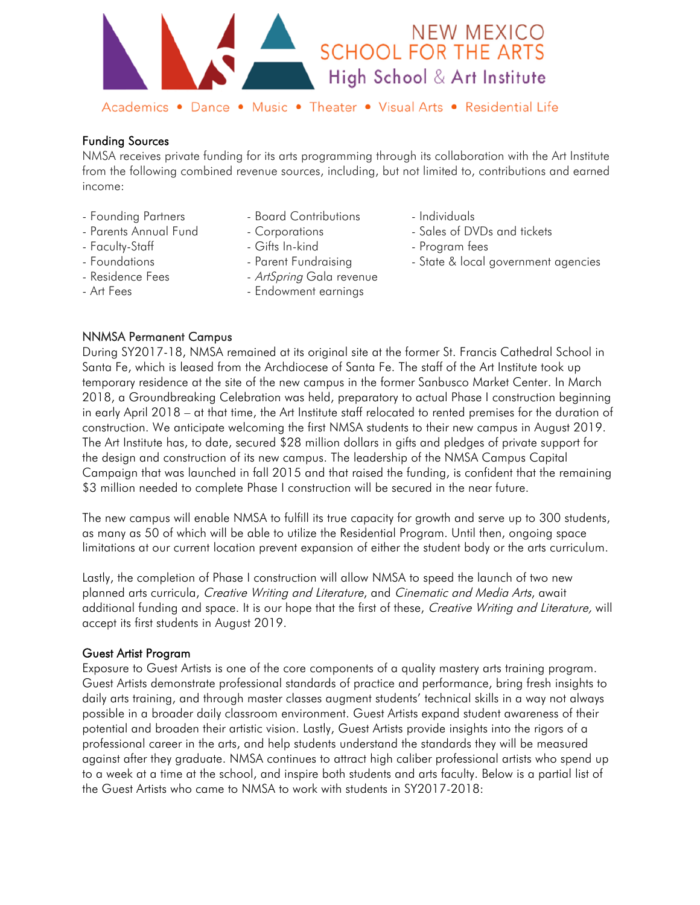## Funding Sources

NMSA receives private funding for its arts programming through its collaboration with the Art Institute from the following combined revenue sources, including, but not limited to, contributions and earned income:

- Founding Partners
- Parents Annual Fund
- Faculty-Staff
- Foundations
- Residence Fees
- Art Fees
- Board Contributions
- Corporations
- Gifts In-kind
- Parent Fundraising
- *ArtSpring* Gala revenue
- Endowment earnings
- Individuals
- Sales of DVDs and tickets
- Program fees
- State & local government agencies

## NNMSA Permanent Campus

During SY2017-18, NMSA remained at its original site at the former St. Francis Cathedral School in Santa Fe, which is leased from the Archdiocese of Santa Fe. The staff of the Art Institute took up temporary residence at the site of the new campus in the former Sanbusco Market Center. In March 2018, a Groundbreaking Celebration was held, preparatory to actual Phase I construction beginning in early April 2018 – at that time, the Art Institute staff relocated to rented premises for the duration of construction. We anticipate welcoming the first NMSA students to their new campus in August 2019. The Art Institute has, to date, secured $28 million dollars in gifts and pledges of private support for the design and construction of its new campus. The leadership of the NMSA Campus Capital Campaign that was launched in fall 2015 and that raised the funding, is confident that the remaining $3 million needed to complete Phase I construction will be secured in the near future.

The new campus will enable NMSA to fulfill its true capacity for growth and serve up to 300 students, as many as 50 of which will be able to utilize the Residential Program. Until then, ongoing space limitations at our current location prevent expansion of either the student body or the arts curriculum.

Lastly, the completion of Phase I construction will allow NMSA to speed the launch of two new planned arts curricula, *Creative Writing and Literature*, and *Cinematic and Media Arts*, await additional funding and space. It is our hope that the first of these, *Creative Writing and Literature,* will accept its first students in August 2019.

## Guest Artist Program

Exposure to Guest Artists is one of the core components of a quality mastery arts training program. Guest Artists demonstrate professional standards of practice and performance, bring fresh insights to daily arts training, and through master classes augment students' technical skills in a way not always possible in a broader daily classroom environment. Guest Artists expand student awareness of their potential and broaden their artistic vision. Lastly, Guest Artists provide insights into the rigors of a professional career in the arts, and help students understand the standards they will be measured against after they graduate. NMSA continues to attract high caliber professional artists who spend up to a week at a time at the school, and inspire both students and arts faculty. Below is a partial list of the Guest Artists who came to NMSA to work with students in SY2017-2018: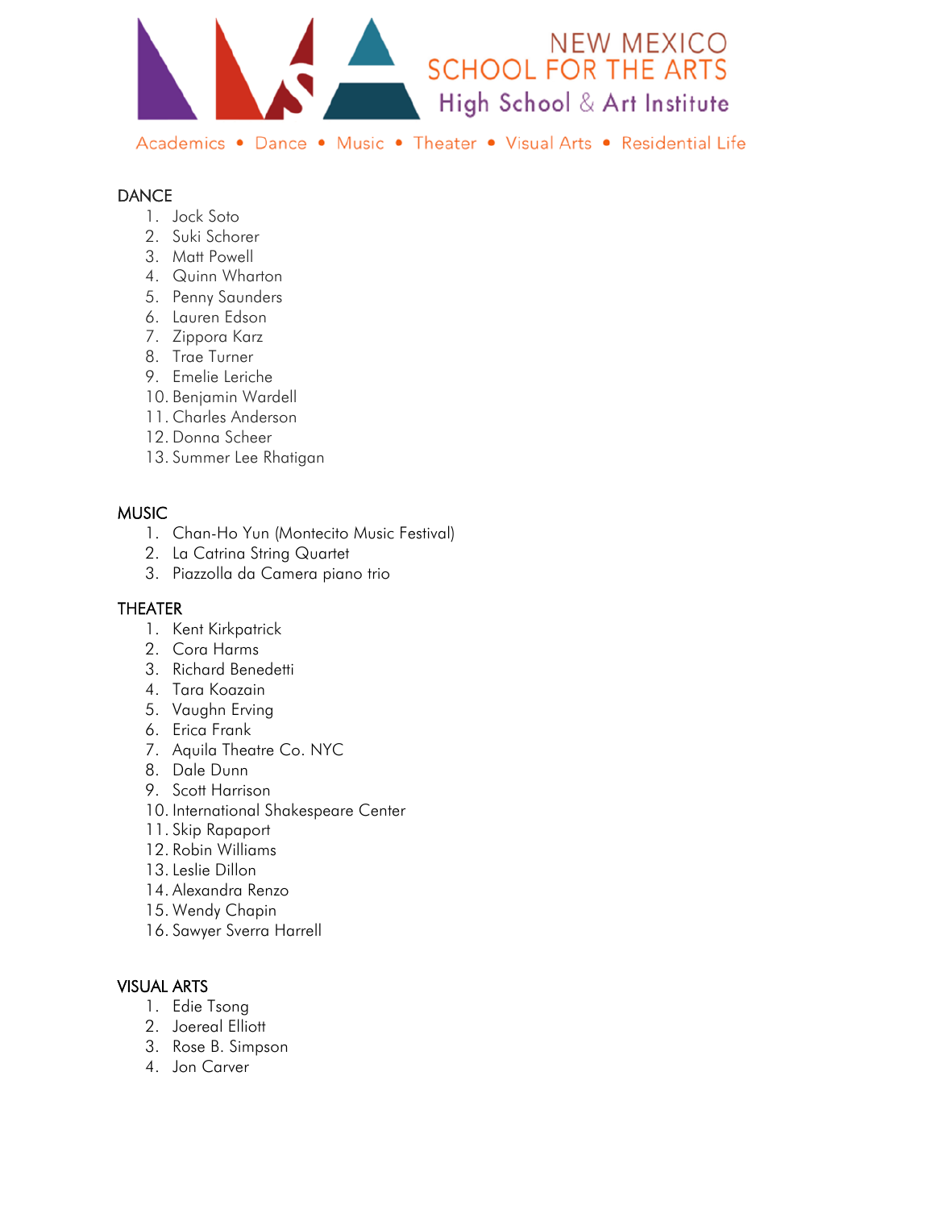NEW MEXICO SCHOOL FOR THE ARTS
High School & Art Institute

Academics • Dance • Music • Theater • Visual Arts • Residential Life

## DANCE

1. Jock Soto
2. Suki Schorer
3. Matt Powell
4. Quinn Wharton
5. Penny Saunders
6. Lauren Edson
7. Zippora Karz
8. Trae Turner
9. Emelie Leriche
10. Benjamin Wardell
11. Charles Anderson
12. Donna Scheer
13. Summer Lee Rhatigan

## MUSIC

1. Chan-Ho Yun (Montecito Music Festival)
2. La Catrina String Quartet
3. Piazzolla da Camera piano trio

## THEATER

1. Kent Kirkpatrick
2. Cora Harms
3. Richard Benedetti
4. Tara Koazain
5. Vaughn Erving
6. Erica Frank
7. Aquila Theatre Co. NYC
8. Dale Dunn
9. Scott Harrison
10. International Shakespeare Center
11. Skip Rapaport
12. Robin Williams
13. Leslie Dillon
14. Alexandra Renzo
15. Wendy Chapin
16. Sawyer Sverra Harrell

## VISUAL ARTS

1. Edie Tsong
2. Joereal Elliott
3. Rose B. Simpson
4. Jon Carver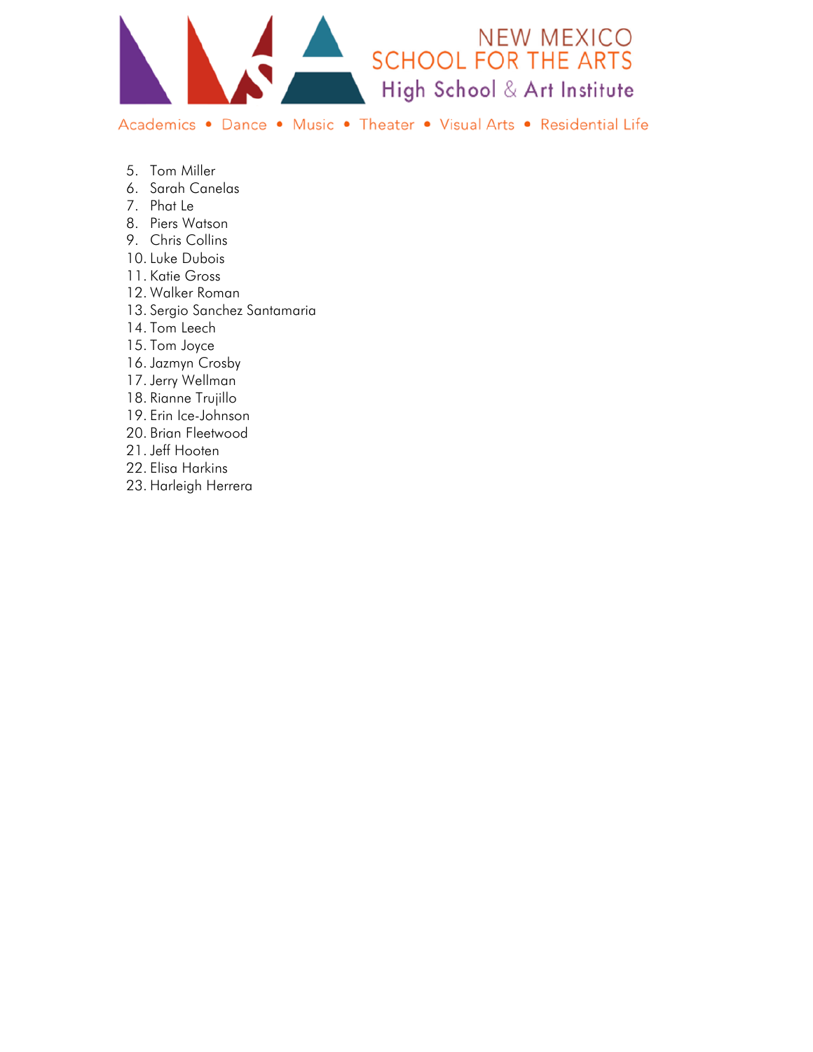5. Tom Miller
6. Sarah Canelas
7. Phat Le
8. Piers Watson
9. Chris Collins
10. Luke Dubois
11. Katie Gross
12. Walker Roman
13. Sergio Sanchez Santamaria
14. Tom Leech
15. Tom Joyce
16. Jazmyn Crosby
17. Jerry Wellman
18. Rianne Trujillo
19. Erin Ice-Johnson
20. Brian Fleetwood
21. Jeff Hooten
22. Elisa Harkins
23. Harleigh Herrera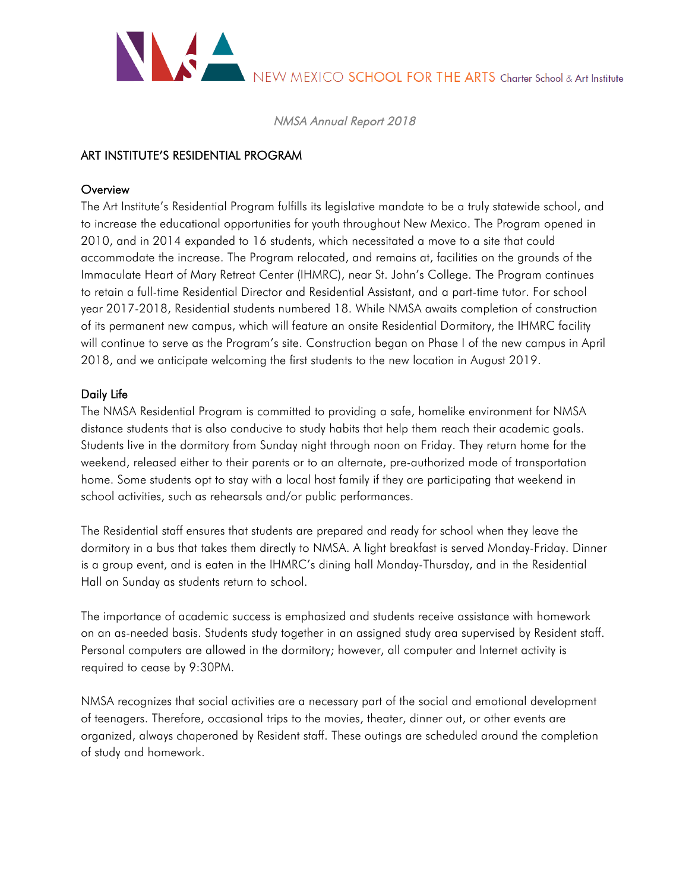*NMSA Annual Report 2018*

## ART INSTITUTE'S RESIDENTIAL PROGRAM

### Overview

The Art Institute's Residential Program fulfills its legislative mandate to be a truly statewide school, and to increase the educational opportunities for youth throughout New Mexico. The Program opened in 2010, and in 2014 expanded to 16 students, which necessitated a move to a site that could accommodate the increase. The Program relocated, and remains at, facilities on the grounds of the Immaculate Heart of Mary Retreat Center (IHMRC), near St. John's College. The Program continues to retain a full-time Residential Director and Residential Assistant, and a part-time tutor. For school year 2017-2018, Residential students numbered 18. While NMSA awaits completion of construction of its permanent new campus, which will feature an onsite Residential Dormitory, the IHMRC facility will continue to serve as the Program's site. Construction began on Phase I of the new campus in April 2018, and we anticipate welcoming the first students to the new location in August 2019.

### Daily Life

The NMSA Residential Program is committed to providing a safe, homelike environment for NMSA distance students that is also conducive to study habits that help them reach their academic goals. Students live in the dormitory from Sunday night through noon on Friday. They return home for the weekend, released either to their parents or to an alternate, pre-authorized mode of transportation home. Some students opt to stay with a local host family if they are participating that weekend in school activities, such as rehearsals and/or public performances.

The Residential staff ensures that students are prepared and ready for school when they leave the dormitory in a bus that takes them directly to NMSA. A light breakfast is served Monday-Friday. Dinner is a group event, and is eaten in the IHMRC's dining hall Monday-Thursday, and in the Residential Hall on Sunday as students return to school.

The importance of academic success is emphasized and students receive assistance with homework on an as-needed basis. Students study together in an assigned study area supervised by Resident staff. Personal computers are allowed in the dormitory; however, all computer and Internet activity is required to cease by 9:30PM.

NMSA recognizes that social activities are a necessary part of the social and emotional development of teenagers. Therefore, occasional trips to the movies, theater, dinner out, or other events are organized, always chaperoned by Resident staff. These outings are scheduled around the completion of study and homework.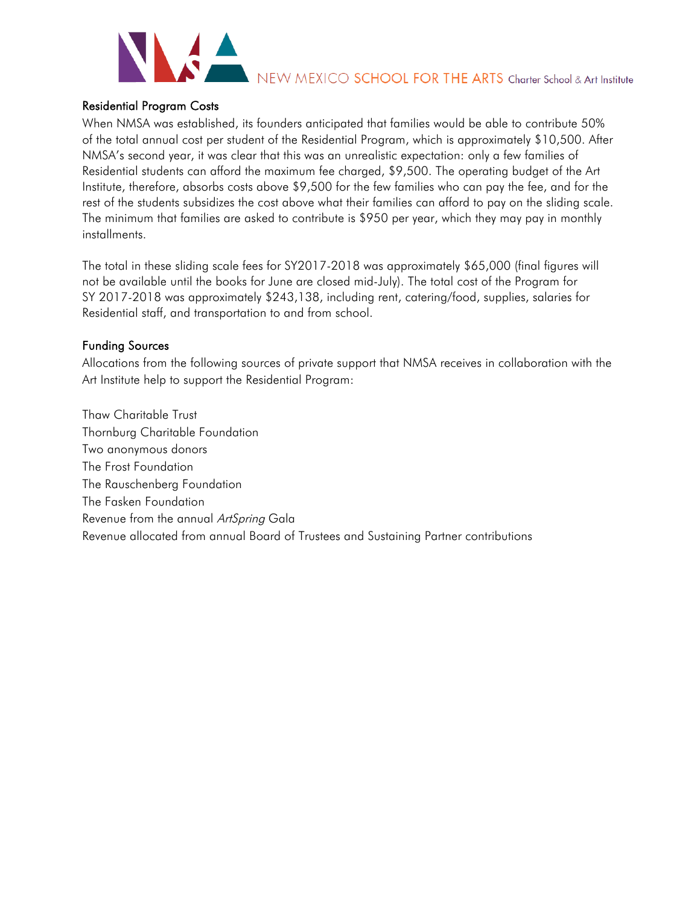## Residential Program Costs

When NMSA was established, its founders anticipated that families would be able to contribute 50% of the total annual cost per student of the Residential Program, which is approximately $10,500. After NMSA's second year, it was clear that this was an unrealistic expectation: only a few families of Residential students can afford the maximum fee charged, $9,500. The operating budget of the Art Institute, therefore, absorbs costs above $9,500 for the few families who can pay the fee, and for the rest of the students subsidizes the cost above what their families can afford to pay on the sliding scale. The minimum that families are asked to contribute is $950 per year, which they may pay in monthly installments.

The total in these sliding scale fees for SY2017-2018 was approximately $65,000 (final figures will not be available until the books for June are closed mid-July). The total cost of the Program for SY 2017-2018 was approximately $243,138, including rent, catering/food, supplies, salaries for Residential staff, and transportation to and from school.

## Funding Sources

Allocations from the following sources of private support that NMSA receives in collaboration with the Art Institute help to support the Residential Program:

Thaw Charitable Trust
Thornburg Charitable Foundation
Two anonymous donors
The Frost Foundation
The Rauschenberg Foundation
The Fasken Foundation
Revenue from the annual *ArtSpring* Gala
Revenue allocated from annual Board of Trustees and Sustaining Partner contributions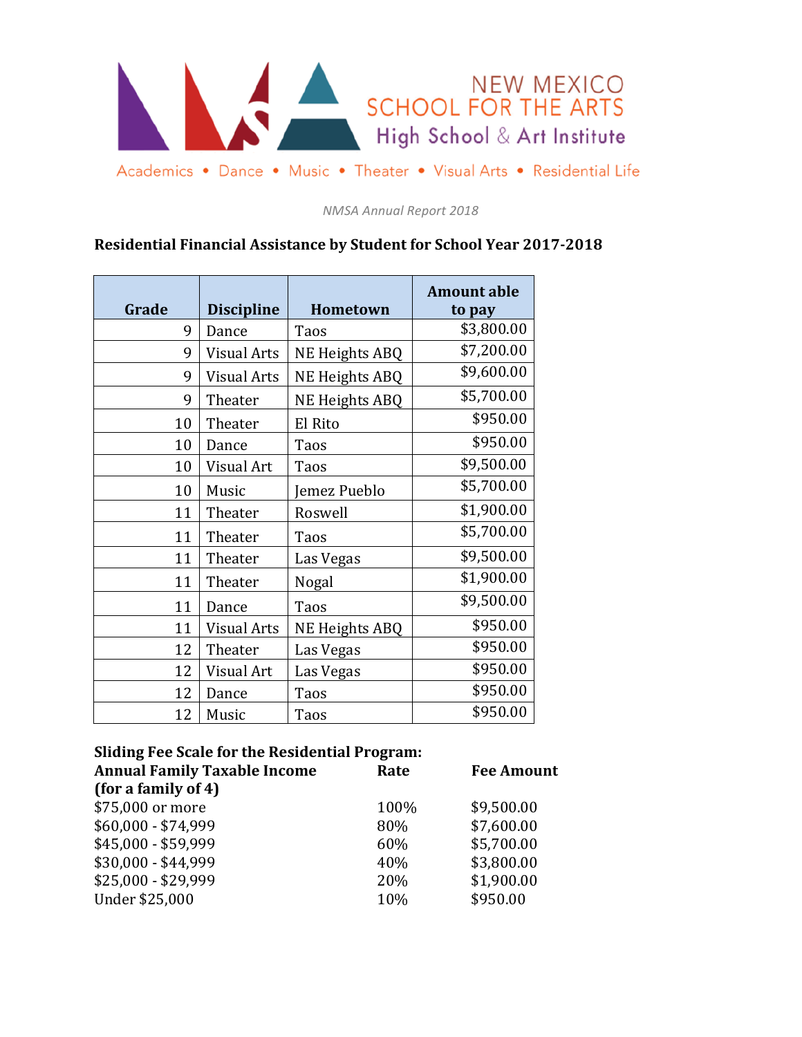NEW MEXICO SCHOOL FOR THE ARTS
High School & Art Institute

Academics • Dance • Music • Theater • Visual Arts • Residential Life

*NMSA Annual Report 2018*

**Residential Financial Assistance by Student for School Year 2017-2018**

| Grade | Discipline | Hometown | Amount able to pay |
|---|---|---|---|
| 9 | Dance | Taos | $3,800.00 |
| 9 | Visual Arts | NE Heights ABQ | $7,200.00 |
| 9 | Visual Arts | NE Heights ABQ | $9,600.00 |
| 9 | Theater | NE Heights ABQ | $5,700.00 |
| 10 | Theater | El Rito | $950.00 |
| 10 | Dance | Taos | $950.00 |
| 10 | Visual Art | Taos | $9,500.00 |
| 10 | Music | Jemez Pueblo | $5,700.00 |
| 11 | Theater | Roswell | $1,900.00 |
| 11 | Theater | Taos | $5,700.00 |
| 11 | Theater | Las Vegas | $9,500.00 |
| 11 | Theater | Nogal | $1,900.00 |
| 11 | Dance | Taos | $9,500.00 |
| 11 | Visual Arts | NE Heights ABQ | $950.00 |
| 12 | Theater | Las Vegas | $950.00 |
| 12 | Visual Art | Las Vegas | $950.00 |
| 12 | Dance | Taos | $950.00 |
| 12 | Music | Taos | $950.00 |

**Sliding Fee Scale for the Residential Program:**

| Annual Family Taxable Income (for a family of 4) | Rate | Fee Amount |
|---|---|---|
| $75,000 or more | 100% | $9,500.00 |
| $60,000 - $74,999 | 80% | $7,600.00 |
| $45,000 - $59,999 | 60% | $5,700.00 |
| $30,000 - $44,999 | 40% | $3,800.00 |
| $25,000 - $29,999 | 20% | $1,900.00 |
| Under $25,000 | 10% | $950.00 |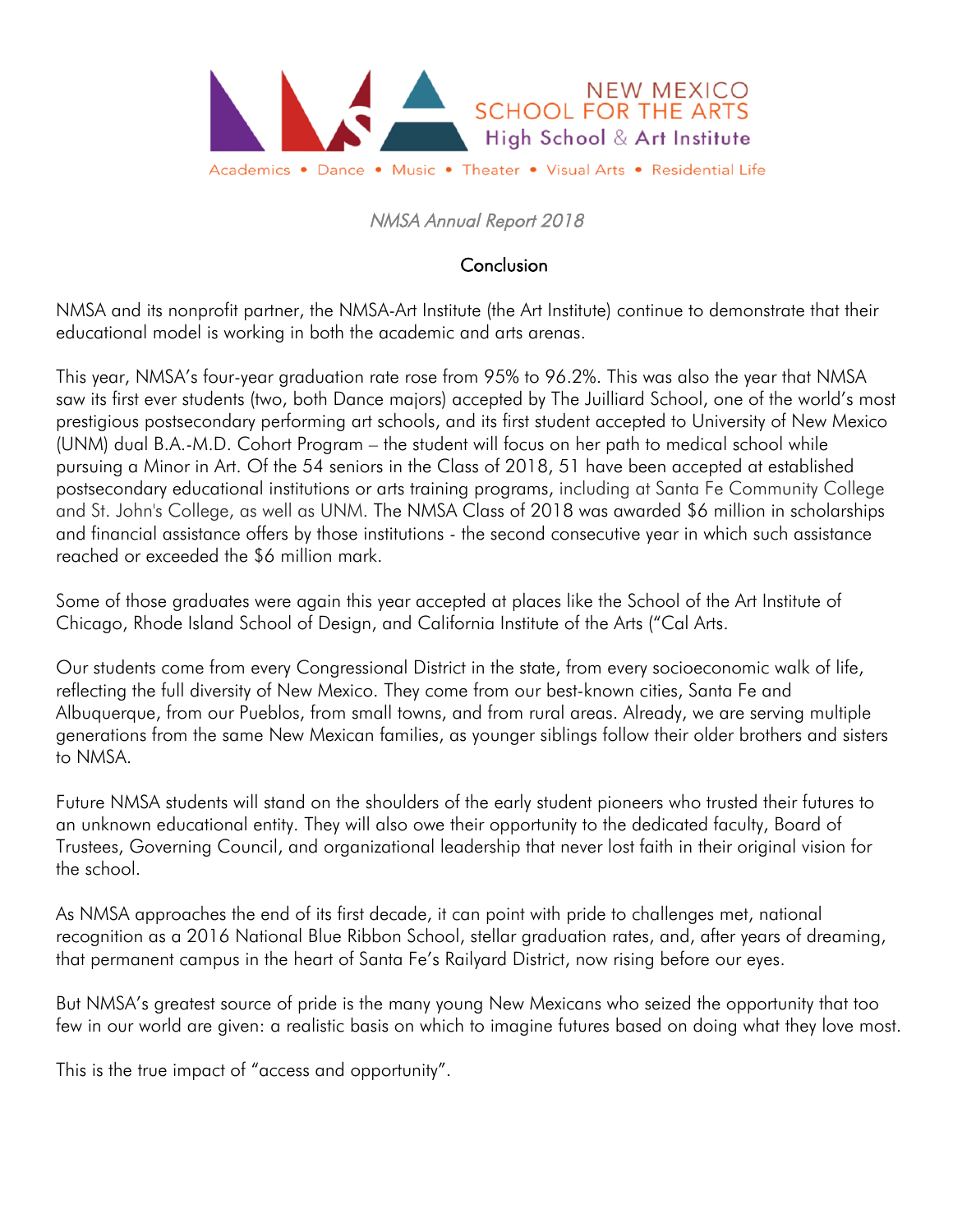NEW MEXICO
SCHOOL FOR THE ARTS
High School & Art Institute

Academics • Dance • Music • Theater • Visual Arts • Residential Life

*NMSA Annual Report 2018*

## Conclusion

NMSA and its nonprofit partner, the NMSA-Art Institute (the Art Institute) continue to demonstrate that their educational model is working in both the academic and arts arenas.

This year, NMSA's four-year graduation rate rose from 95% to 96.2%. This was also the year that NMSA saw its first ever students (two, both Dance majors) accepted by The Juilliard School, one of the world's most prestigious postsecondary performing art schools, and its first student accepted to University of New Mexico (UNM) dual B.A.-M.D. Cohort Program – the student will focus on her path to medical school while pursuing a Minor in Art. Of the 54 seniors in the Class of 2018, 51 have been accepted at established postsecondary educational institutions or arts training programs, including at Santa Fe Community College and St. John's College, as well as UNM. The NMSA Class of 2018 was awarded $6 million in scholarships and financial assistance offers by those institutions - the second consecutive year in which such assistance reached or exceeded the $6 million mark.

Some of those graduates were again this year accepted at places like the School of the Art Institute of Chicago, Rhode Island School of Design, and California Institute of the Arts ("Cal Arts.

Our students come from every Congressional District in the state, from every socioeconomic walk of life, reflecting the full diversity of New Mexico. They come from our best-known cities, Santa Fe and Albuquerque, from our Pueblos, from small towns, and from rural areas. Already, we are serving multiple generations from the same New Mexican families, as younger siblings follow their older brothers and sisters to NMSA.

Future NMSA students will stand on the shoulders of the early student pioneers who trusted their futures to an unknown educational entity. They will also owe their opportunity to the dedicated faculty, Board of Trustees, Governing Council, and organizational leadership that never lost faith in their original vision for the school.

As NMSA approaches the end of its first decade, it can point with pride to challenges met, national recognition as a 2016 National Blue Ribbon School, stellar graduation rates, and, after years of dreaming, that permanent campus in the heart of Santa Fe's Railyard District, now rising before our eyes.

But NMSA's greatest source of pride is the many young New Mexicans who seized the opportunity that too few in our world are given: a realistic basis on which to imagine futures based on doing what they love most.

This is the true impact of "access and opportunity".